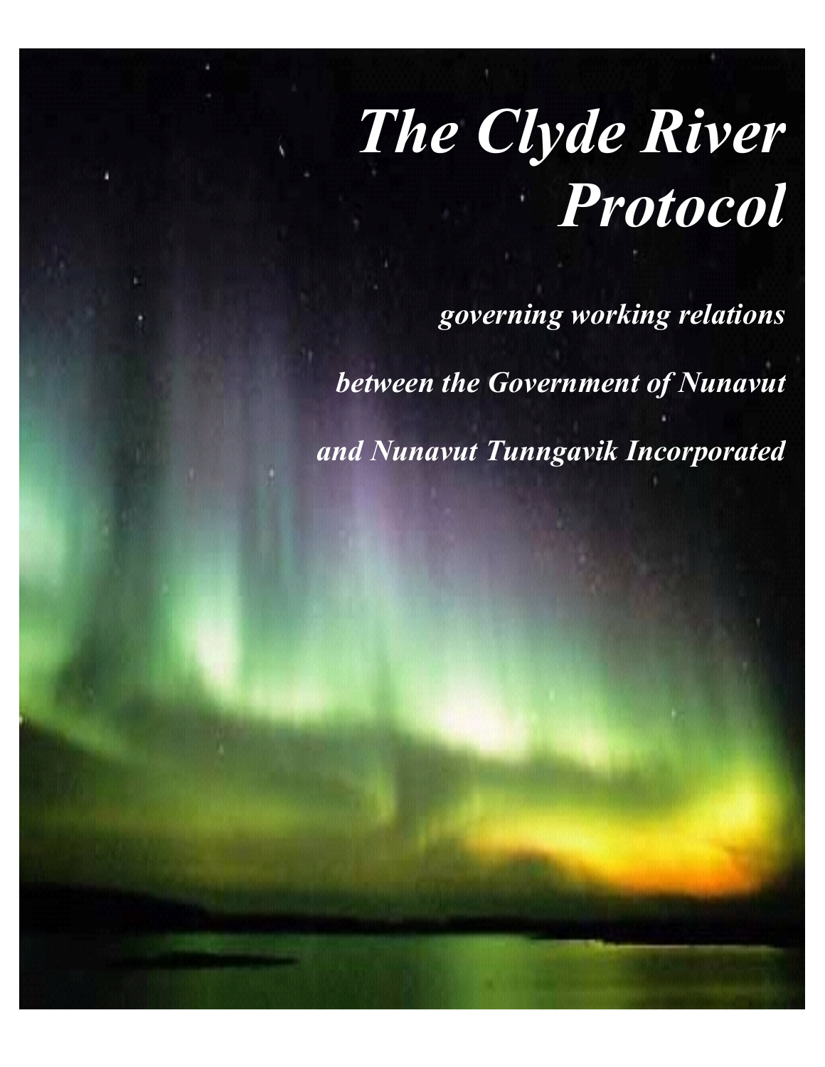# *The Clyde River Protocol*

***governing working relations***

***between the Government of Nunavut***

***and Nunavut Tunngavik Incorporated***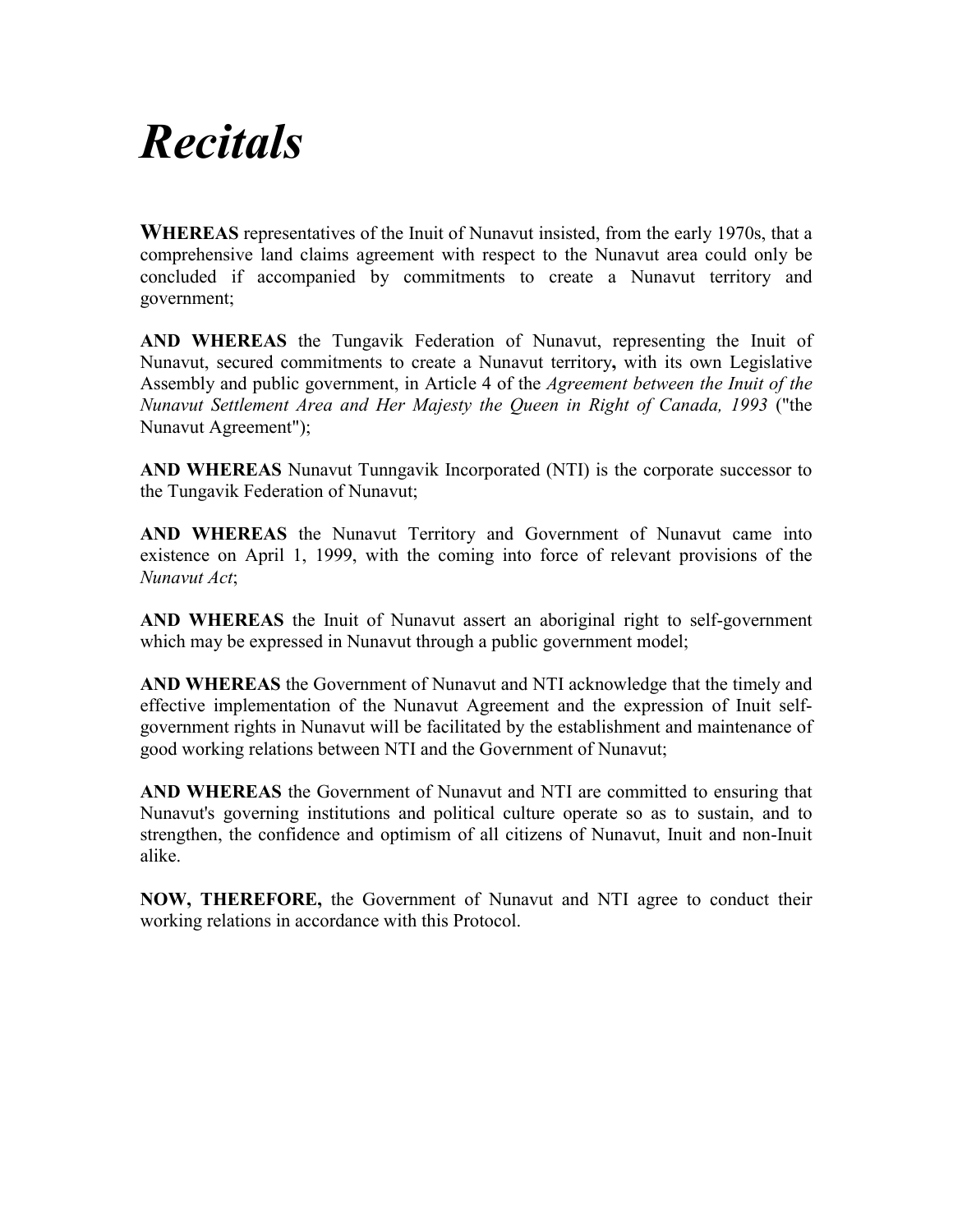# *Recitals*

**WHEREAS** representatives of the Inuit of Nunavut insisted, from the early 1970s, that a comprehensive land claims agreement with respect to the Nunavut area could only be concluded if accompanied by commitments to create a Nunavut territory and government;

**AND WHEREAS** the Tungavik Federation of Nunavut, representing the Inuit of Nunavut, secured commitments to create a Nunavut territory**,** with its own Legislative Assembly and public government, in Article 4 of the *Agreement between the Inuit of the Nunavut Settlement Area and Her Majesty the Queen in Right of Canada, 1993* ("the Nunavut Agreement");

**AND WHEREAS** Nunavut Tunngavik Incorporated (NTI) is the corporate successor to the Tungavik Federation of Nunavut;

**AND WHEREAS** the Nunavut Territory and Government of Nunavut came into existence on April 1, 1999, with the coming into force of relevant provisions of the *Nunavut Act*;

**AND WHEREAS** the Inuit of Nunavut assert an aboriginal right to self-government which may be expressed in Nunavut through a public government model;

**AND WHEREAS** the Government of Nunavut and NTI acknowledge that the timely and effective implementation of the Nunavut Agreement and the expression of Inuit self-government rights in Nunavut will be facilitated by the establishment and maintenance of good working relations between NTI and the Government of Nunavut;

**AND WHEREAS** the Government of Nunavut and NTI are committed to ensuring that Nunavut's governing institutions and political culture operate so as to sustain, and to strengthen, the confidence and optimism of all citizens of Nunavut, Inuit and non-Inuit alike.

**NOW, THEREFORE,** the Government of Nunavut and NTI agree to conduct their working relations in accordance with this Protocol.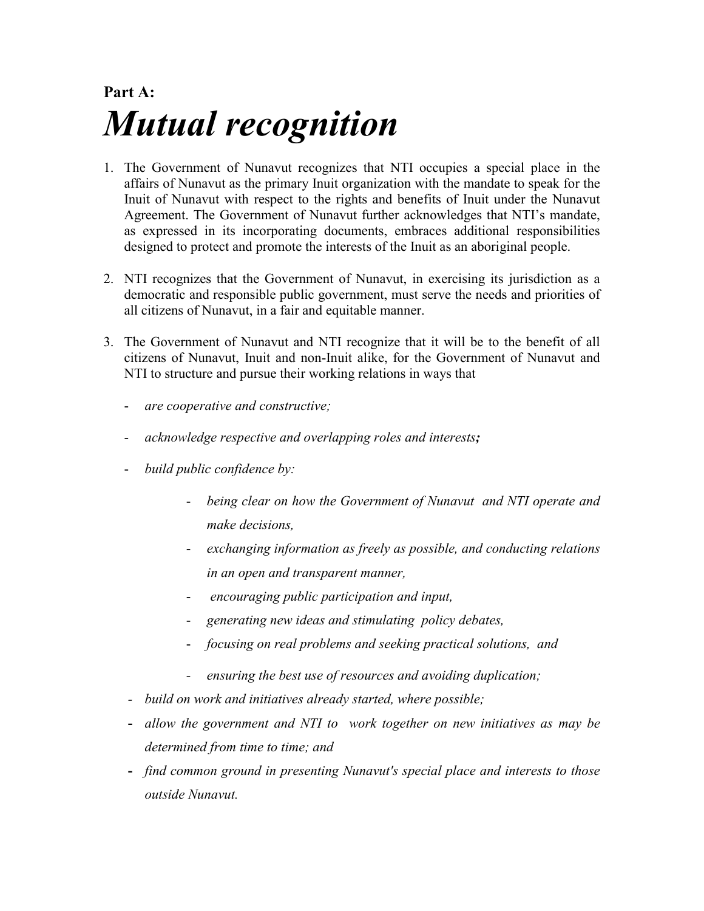**Part A:**

# *Mutual recognition*

1. The Government of Nunavut recognizes that NTI occupies a special place in the affairs of Nunavut as the primary Inuit organization with the mandate to speak for the Inuit of Nunavut with respect to the rights and benefits of Inuit under the Nunavut Agreement. The Government of Nunavut further acknowledges that NTI's mandate, as expressed in its incorporating documents, embraces additional responsibilities designed to protect and promote the interests of the Inuit as an aboriginal people.

2. NTI recognizes that the Government of Nunavut, in exercising its jurisdiction as a democratic and responsible public government, must serve the needs and priorities of all citizens of Nunavut, in a fair and equitable manner.

3. The Government of Nunavut and NTI recognize that it will be to the benefit of all citizens of Nunavut, Inuit and non-Inuit alike, for the Government of Nunavut and NTI to structure and pursue their working relations in ways that

   - *are cooperative and constructive;*
   - *acknowledge respective and overlapping roles and interests;*
   - *build public confidence by:*
     - *being clear on how the Government of Nunavut and NTI operate and make decisions,*
     - *exchanging information as freely as possible, and conducting relations in an open and transparent manner,*
     - *encouraging public participation and input,*
     - *generating new ideas and stimulating policy debates,*
     - *focusing on real problems and seeking practical solutions, and*
     - *ensuring the best use of resources and avoiding duplication;*
   - *build on work and initiatives already started, where possible;*
   - *allow the government and NTI to work together on new initiatives as may be determined from time to time; and*
   - *find common ground in presenting Nunavut's special place and interests to those outside Nunavut.*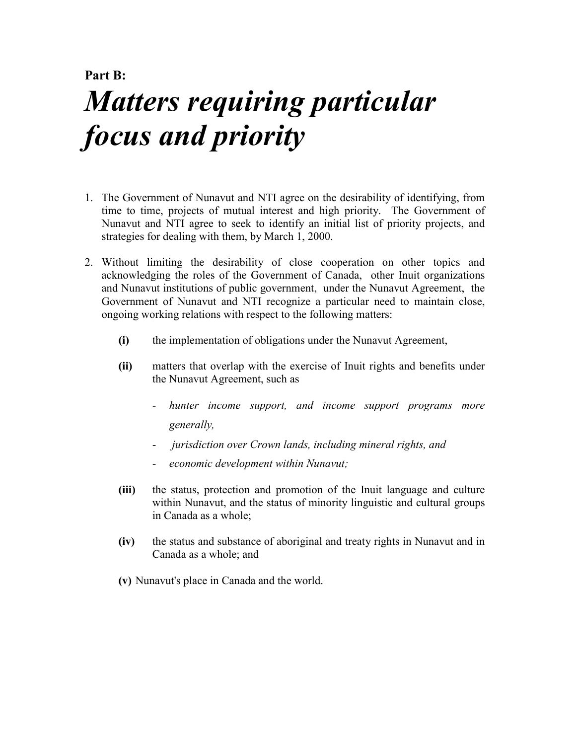**Part B:**

# *Matters requiring particular focus and priority*

1. The Government of Nunavut and NTI agree on the desirability of identifying, from time to time, projects of mutual interest and high priority. The Government of Nunavut and NTI agree to seek to identify an initial list of priority projects, and strategies for dealing with them, by March 1, 2000.

2. Without limiting the desirability of close cooperation on other topics and acknowledging the roles of the Government of Canada, other Inuit organizations and Nunavut institutions of public government, under the Nunavut Agreement, the Government of Nunavut and NTI recognize a particular need to maintain close, ongoing working relations with respect to the following matters:

   **(i)** the implementation of obligations under the Nunavut Agreement,

   **(ii)** matters that overlap with the exercise of Inuit rights and benefits under the Nunavut Agreement, such as

   - *hunter income support, and income support programs more generally,*
   - *jurisdiction over Crown lands, including mineral rights, and*
   - *economic development within Nunavut;*

   **(iii)** the status, protection and promotion of the Inuit language and culture within Nunavut, and the status of minority linguistic and cultural groups in Canada as a whole;

   **(iv)** the status and substance of aboriginal and treaty rights in Nunavut and in Canada as a whole; and

   **(v)** Nunavut's place in Canada and the world.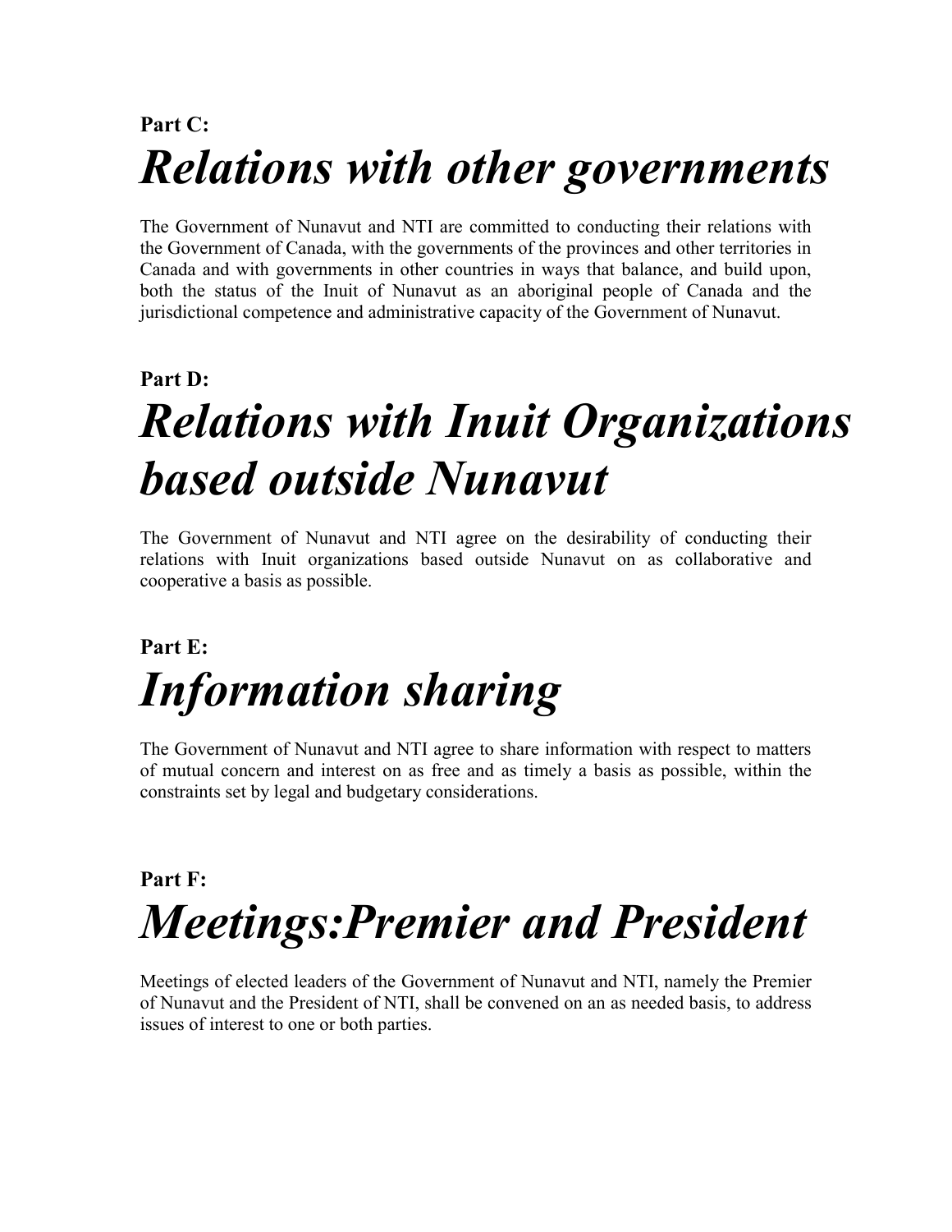**Part C:**

# *Relations with other governments*

The Government of Nunavut and NTI are committed to conducting their relations with the Government of Canada, with the governments of the provinces and other territories in Canada and with governments in other countries in ways that balance, and build upon, both the status of the Inuit of Nunavut as an aboriginal people of Canada and the jurisdictional competence and administrative capacity of the Government of Nunavut.

**Part D:**

# *Relations with Inuit Organizations based outside Nunavut*

The Government of Nunavut and NTI agree on the desirability of conducting their relations with Inuit organizations based outside Nunavut on as collaborative and cooperative a basis as possible.

**Part E:**

# *Information sharing*

The Government of Nunavut and NTI agree to share information with respect to matters of mutual concern and interest on as free and as timely a basis as possible, within the constraints set by legal and budgetary considerations.

**Part F:**

# *Meetings:Premier and President*

Meetings of elected leaders of the Government of Nunavut and NTI, namely the Premier of Nunavut and the President of NTI, shall be convened on an as needed basis, to address issues of interest to one or both parties.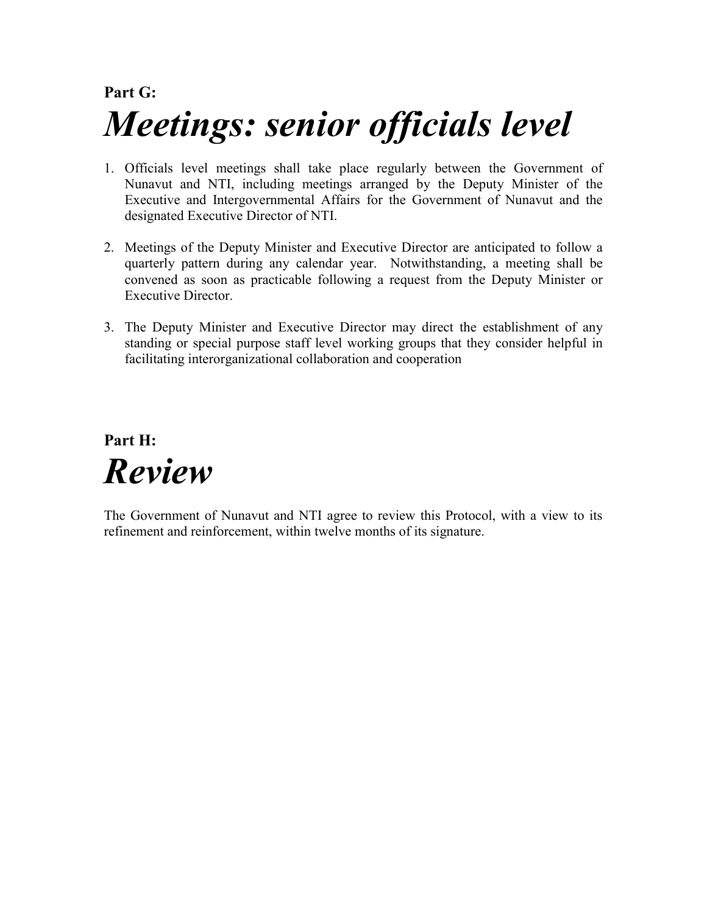**Part G:**

# *Meetings: senior officials level*

1. Officials level meetings shall take place regularly between the Government of Nunavut and NTI, including meetings arranged by the Deputy Minister of the Executive and Intergovernmental Affairs for the Government of Nunavut and the designated Executive Director of NTI.

2. Meetings of the Deputy Minister and Executive Director are anticipated to follow a quarterly pattern during any calendar year. Notwithstanding, a meeting shall be convened as soon as practicable following a request from the Deputy Minister or Executive Director.

3. The Deputy Minister and Executive Director may direct the establishment of any standing or special purpose staff level working groups that they consider helpful in facilitating interorganizational collaboration and cooperation

**Part H:**

# *Review*

The Government of Nunavut and NTI agree to review this Protocol, with a view to its refinement and reinforcement, within twelve months of its signature.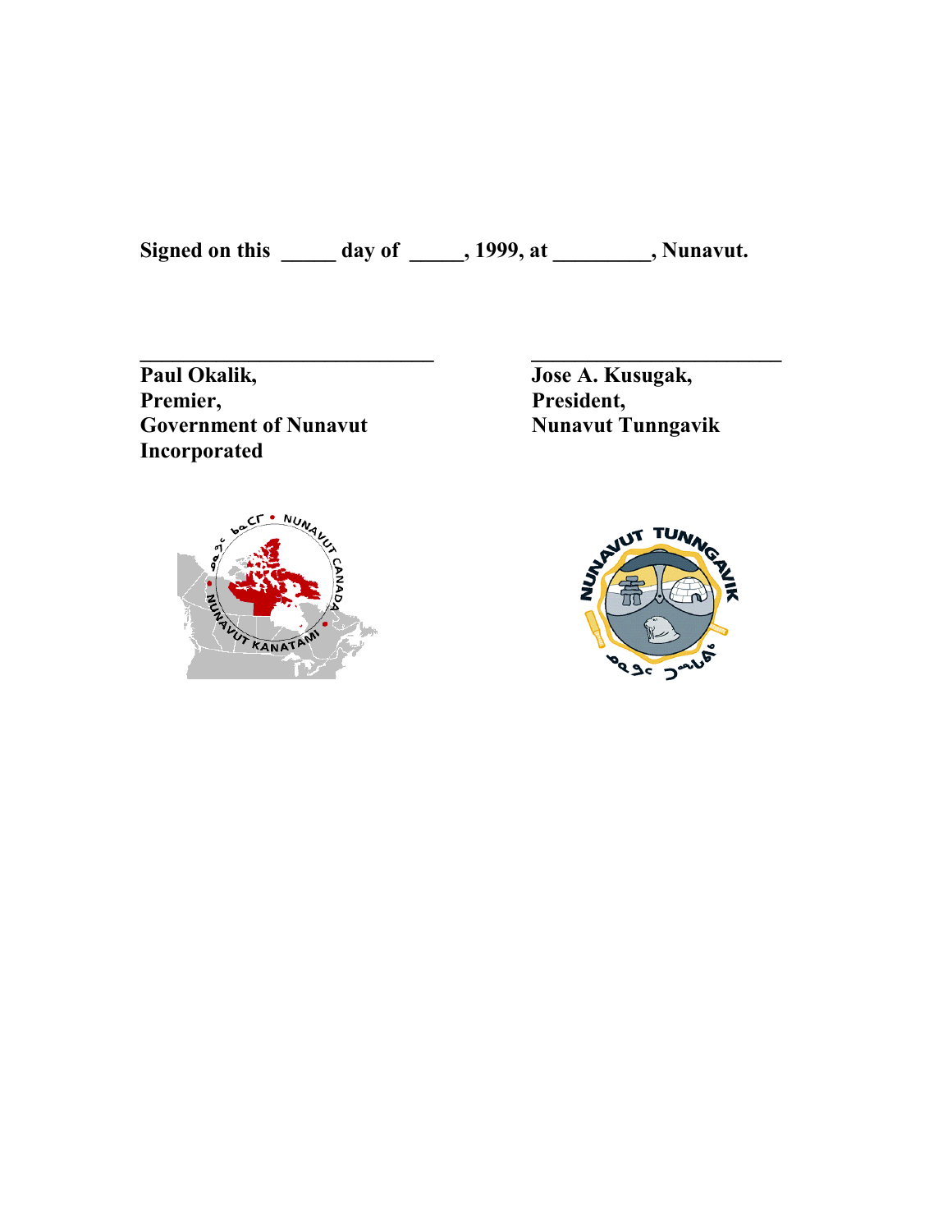**Signed on this _____ day of _____, 1999, at _________, Nunavut.**

| | |
|---|---|
| **______________________________** | **__________________________** |
| **Paul Okalik,** | **Jose A. Kusugak,** |
| **Premier,** | **President,** |
| **Government of Nunavut** | **Nunavut Tunngavik** |
| | **Incorporated** |